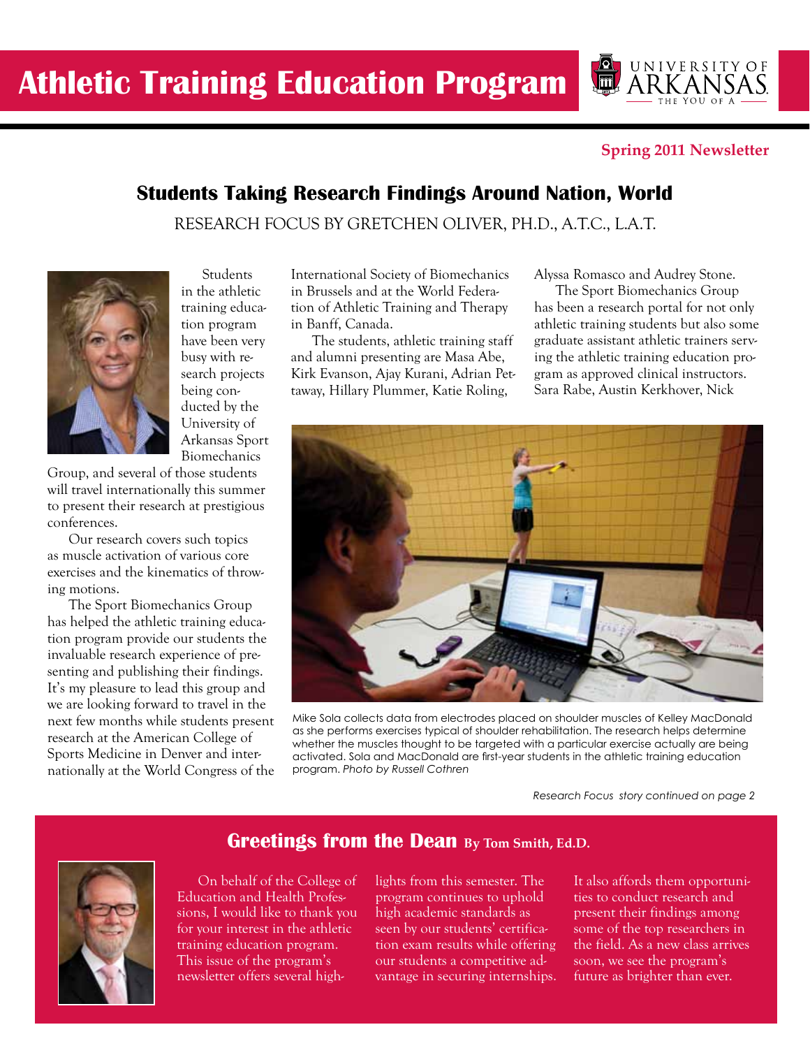# Athletic Training Education Program

UNIVERSITY OF ARKANSAS — THE YOU OF A

**Spring 2011 Newsletter**

## Students Taking Research Findings Around Nation, World

RESEARCH FOCUS BY GRETCHEN OLIVER, PH.D., A.T.C., L.A.T.

Students in the athletic training education program have been very busy with research projects being conducted by the University of Arkansas Sport Biomechanics Group, and several of those students will travel internationally this summer to present their research at prestigious conferences.

Our research covers such topics as muscle activation of various core exercises and the kinematics of throwing motions.

The Sport Biomechanics Group has helped the athletic training education program provide our students the invaluable research experience of presenting and publishing their findings. It's my pleasure to lead this group and we are looking forward to travel in the next few months while students present research at the American College of Sports Medicine in Denver and internationally at the World Congress of the International Society of Biomechanics in Brussels and at the World Federation of Athletic Training and Therapy in Banff, Canada.

The students, athletic training staff and alumni presenting are Masa Abe, Kirk Evanson, Ajay Kurani, Adrian Pettaway, Hillary Plummer, Katie Roling, Alyssa Romasco and Audrey Stone.

The Sport Biomechanics Group has been a research portal for not only athletic training students but also some graduate assistant athletic trainers serving the athletic training education program as approved clinical instructors. Sara Rabe, Austin Kerkhover, Nick

Mike Sola collects data from electrodes placed on shoulder muscles of Kelley MacDonald as she performs exercises typical of shoulder rehabilitation. The research helps determine whether the muscles thought to be targeted with a particular exercise actually are being activated. Sola and MacDonald are first-year students in the athletic training education program. *Photo by Russell Cothren*

*Research Focus story continued on page 2*

## Greetings from the Dean By Tom Smith, Ed.D.

On behalf of the College of Education and Health Professions, I would like to thank you for your interest in the athletic training education program. This issue of the program's newsletter offers several highlights from this semester. The program continues to uphold high academic standards as seen by our students' certification exam results while offering our students a competitive advantage in securing internships. It also affords them opportunities to conduct research and present their findings among some of the top researchers in the field. As a new class arrives soon, we see the program's future as brighter than ever.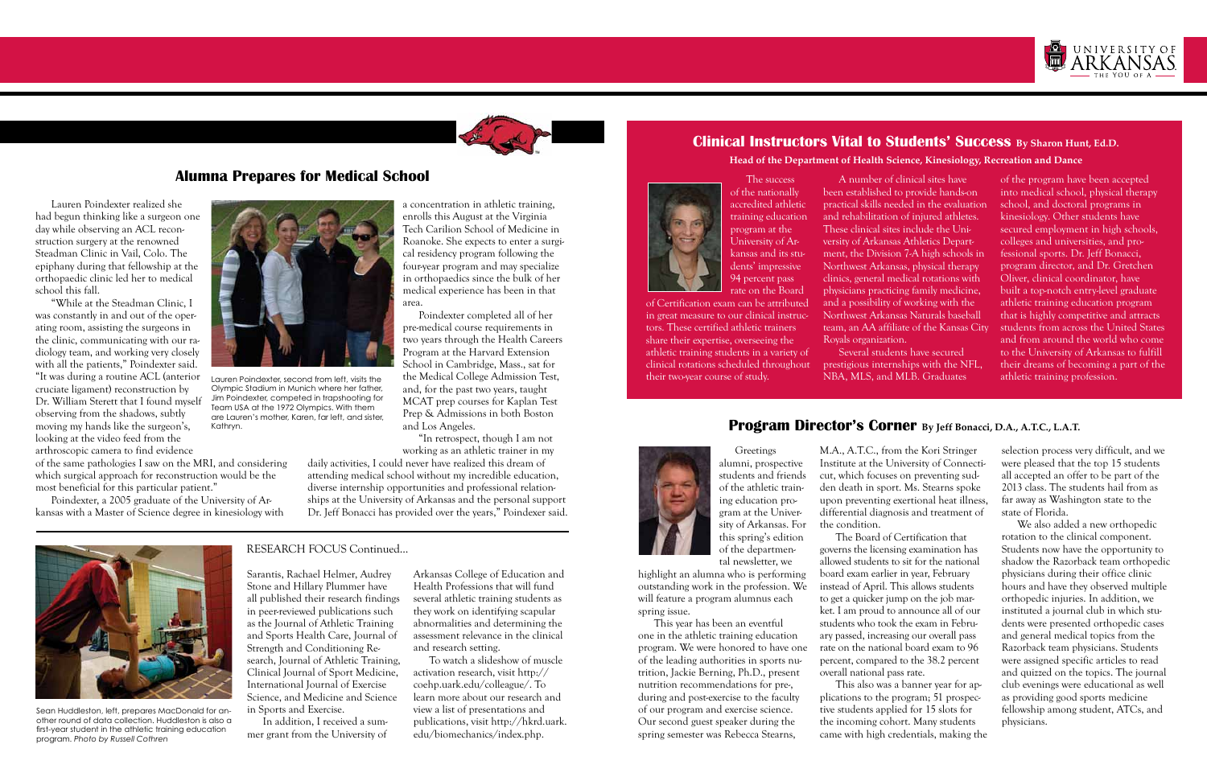## Alumna Prepares for Medical School

Lauren Poindexter realized she had begun thinking like a surgeon one day while observing an ACL reconstruction surgery at the renowned Steadman Clinic in Vail, Colo. The epiphany during that fellowship at the orthopaedic clinic led her to medical school this fall.

"While at the Steadman Clinic, I was constantly in and out of the operating room, assisting the surgeons in the clinic, communicating with our radiology team, and working very closely with all the patients," Poindexter said. "It was during a routine ACL (anterior cruciate ligament) reconstruction by Dr. William Sterett that I found myself observing from the shadows, subtly moving my hands like the surgeon's, looking at the video feed from the arthroscopic camera to find evidence of the same pathologies I saw on the MRI, and considering which surgical approach for reconstruction would be the most beneficial for this particular patient."

Lauren Poindexter, second from left, visits the Olympic Stadium in Munich where her father, Jim Poindexter, competed in trapshooting for Team USA at the 1972 Olympics. With them are Lauren's mother, Karen, far left, and sister, Kathryn.

Poindexter, a 2005 graduate of the University of Arkansas with a Master of Science degree in kinesiology with a concentration in athletic training, enrolls this August at the Virginia Tech Carilion School of Medicine in Roanoke. She expects to enter a surgical residency program following the four-year program and may specialize in orthopaedics since the bulk of her medical experience has been in that area.

Poindexter completed all of her pre-medical course requirements in two years through the Health Careers Program at the Harvard Extension School in Cambridge, Mass., sat for the Medical College Admission Test, and, for the past two years, taught MCAT prep courses for Kaplan Test Prep & Admissions in both Boston and Los Angeles.

"In retrospect, though I am not working as an athletic trainer in my daily activities, I could never have realized this dream of attending medical school without my incredible education, diverse internship opportunities and professional relationships at the University of Arkansas and the personal support Dr. Jeff Bonacci has provided over the years," Poindexter said.

Sean Huddleston, left, prepares MacDonald for another round of data collection. Huddleston is also a first-year student in the athletic training education program. *Photo by Russell Cothren*

RESEARCH FOCUS Continued...

Sarantis, Rachael Helmer, Audrey Stone and Hillary Plummer have all published their research findings in peer-reviewed publications such as the Journal of Athletic Training and Sports Health Care, Journal of Strength and Conditioning Research, Journal of Athletic Training, Clinical Journal of Sport Medicine, International Journal of Exercise Science, and Medicine and Science in Sports and Exercise.

In addition, I received a summer grant from the University of Arkansas College of Education and Health Professions that will fund several athletic training students as they work on identifying scapular abnormalities and determining the assessment relevance in the clinical and research setting.

To watch a slideshow of muscle activation research, visit http://coehp.uark.edu/colleague/. To learn more about our research and view a list of presentations and publications, visit http://hkrd.uark.edu/biomechanics/index.php.

## Clinical Instructors Vital to Students' Success By Sharon Hunt, Ed.D.

**Head of the Department of Health Science, Kinesiology, Recreation and Dance**

The success of the nationally accredited athletic training education program at the University of Arkansas and its students' impressive 94 percent pass rate on the Board of Certification exam can be attributed in great measure to our clinical instructors. These certified athletic trainers share their expertise, overseeing the athletic training students in a variety of clinical rotations scheduled throughout their two-year course of study.

A number of clinical sites have been established to provide hands-on practical skills needed in the evaluation and rehabilitation of injured athletes. These clinical sites include the University of Arkansas Athletics Department, the Division 7-A high schools in Northwest Arkansas, physical therapy clinics, general medical rotations with physicians practicing family medicine, and a possibility of working with the Northwest Arkansas Naturals baseball team, an AA affiliate of the Kansas City Royals organization.

Several students have secured prestigious internships with the NFL, NBA, MLS, and MLB. Graduates of the program have been accepted into medical school, physical therapy school, and doctoral programs in kinesiology. Other students have secured employment in high schools, colleges and universities, and professional sports. Dr. Jeff Bonacci, program director, and Dr. Gretchen Oliver, clinical coordinator, have built a top-notch entry-level graduate athletic training education program that is highly competitive and attracts students from across the United States and from around the world who come to the University of Arkansas to fulfill their dreams of becoming a part of the athletic training profession.

## Program Director's Corner By Jeff Bonacci, D.A., A.T.C., L.A.T.

Greetings alumni, prospective students and friends of the athletic training education program at the University of Arkansas. For this spring's edition of the departmental newsletter, we highlight an alumna who is performing outstanding work in the profession. We will feature a program alumnus each spring issue.

This year has been an eventful one in the athletic training education program. We were honored to have one of the leading authorities in sports nutrition, Jackie Berning, Ph.D., present nutrition recommendations for pre-, during and post-exercise to the faculty of our program and exercise science. Our second guest speaker during the spring semester was Rebecca Stearns, M.A., A.T.C., from the Kori Stringer Institute at the University of Connecticut, which focuses on preventing sudden death in sport. Ms. Stearns spoke upon preventing exertional heat illness, differential diagnosis and treatment of the condition.

The Board of Certification that governs the licensing examination has allowed students to sit for the national board exam earlier in year, February instead of April. This allows students to get a quicker jump on the job market. I am proud to announce all of our students who took the exam in February passed, increasing our overall pass rate on the national board exam to 96 percent, compared to the 38.2 percent overall national pass rate.

This also was a banner year for applications to the program; 51 prospective students applied for 15 slots for the incoming cohort. Many students came with high credentials, making the selection process very difficult, and we were pleased that the top 15 students all accepted an offer to be part of the 2013 class. The students hail from as far away as Washington state to the state of Florida.

We also added a new orthopedic rotation to the clinical component. Students now have the opportunity to shadow the Razorback team orthopedic physicians during their office clinic hours and have they observed multiple orthopedic injuries. In addition, we instituted a journal club in which students were presented orthopedic cases and general medical topics from the Razorback team physicians. Students were assigned specific articles to read and quizzed on the topics. The journal club evenings were educational as well as providing good sports medicine fellowship among student, ATCs, and physicians.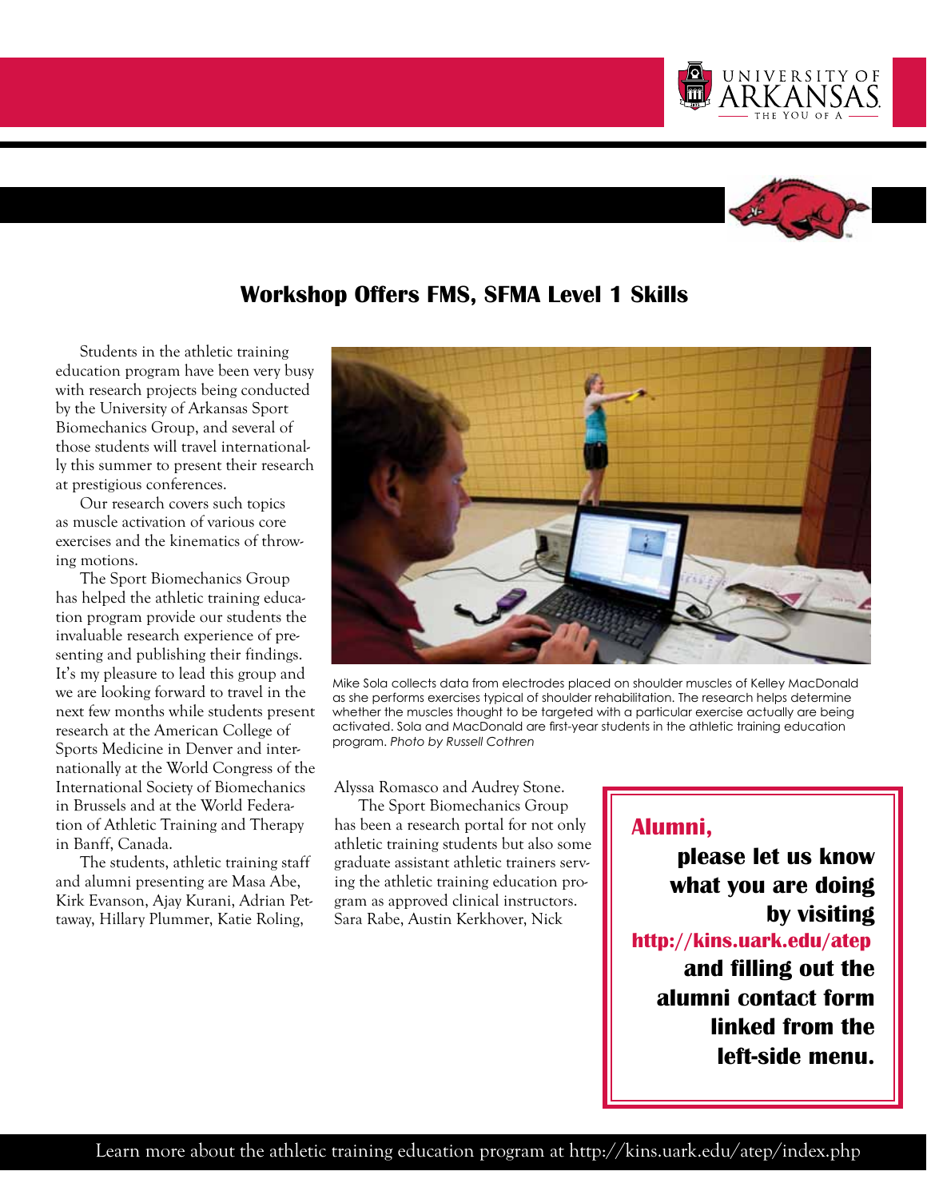## Workshop Offers FMS, SFMA Level 1 Skills

Students in the athletic training education program have been very busy with research projects being conducted by the University of Arkansas Sport Biomechanics Group, and several of those students will travel internationally this summer to present their research at prestigious conferences.

Our research covers such topics as muscle activation of various core exercises and the kinematics of throwing motions.

The Sport Biomechanics Group has helped the athletic training education program provide our students the invaluable research experience of presenting and publishing their findings. It's my pleasure to lead this group and we are looking forward to travel in the next few months while students present research at the American College of Sports Medicine in Denver and internationally at the World Congress of the International Society of Biomechanics in Brussels and at the World Federation of Athletic Training and Therapy in Banff, Canada.

The students, athletic training staff and alumni presenting are Masa Abe, Kirk Evanson, Ajay Kurani, Adrian Pettaway, Hillary Plummer, Katie Roling, Alyssa Romasco and Audrey Stone.

The Sport Biomechanics Group has been a research portal for not only athletic training students but also some graduate assistant athletic trainers serving the athletic training education program as approved clinical instructors. Sara Rabe, Austin Kerkhover, Nick

Mike Sola collects data from electrodes placed on shoulder muscles of Kelley MacDonald as she performs exercises typical of shoulder rehabilitation. The research helps determine whether the muscles thought to be targeted with a particular exercise actually are being activated. Sola and MacDonald are first-year students in the athletic training education program. *Photo by Russell Cothren*

**Alumni,**

**please let us know what you are doing by visiting http://kins.uark.edu/atep and filling out the alumni contact form linked from the left-side menu.**

Learn more about the athletic training education program at http://kins.uark.edu/atep/index.php